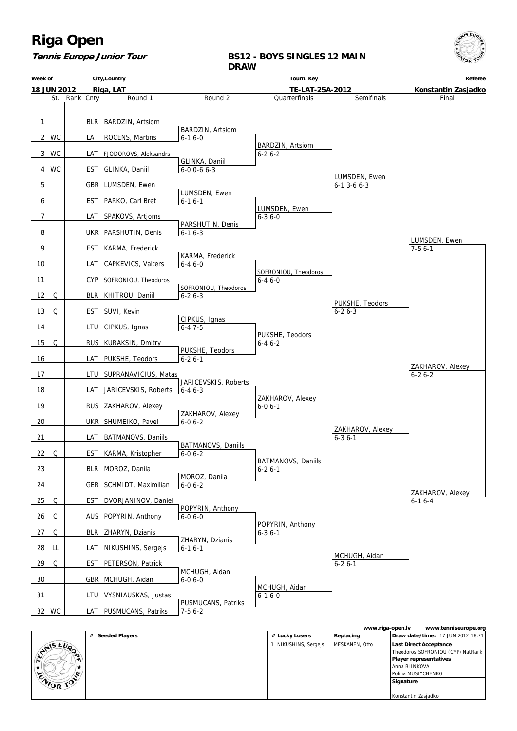# Riga Open

***Tennis Europe Junior Tour***

**BS12 - BOYS SINGLES 12 MAIN DRAW**

| Week of | City,Country | Tourn. Key | Referee |
|---|---|---|---|
| 18 JUN 2012 | Riga, LAT | TE-LAT-25A-2012 | Konstantin Zasjadko |

| # | St. | Rank | Cnty | Round 1 | Round 2 | Quarterfinals | Semifinals | Final |
|---|---|---|---|---|---|---|---|---|
| 1 | | | BLR | BARDZIN, Artsiom | BARDZIN, Artsiom 6-1 6-0 | BARDZIN, Artsiom 6-2 6-2 | LUMSDEN, Ewen 6-1 3-6 6-3 | LUMSDEN, Ewen 7-5 6-1 |
| 2 | WC | | LAT | ROCENS, Martins | | | | |
| 3 | WC | | LAT | FJODOROVS, Aleksandrs | GLINKA, Daniil 6-0 0-6 6-3 | | | |
| 4 | WC | | EST | GLINKA, Daniil | | | | |
| 5 | | | GBR | LUMSDEN, Ewen | LUMSDEN, Ewen 6-1 6-1 | LUMSDEN, Ewen 6-3 6-0 | | |
| 6 | | | EST | PARKO, Carl Bret | | | | |
| 7 | | | LAT | SPAKOVS, Artjoms | PARSHUTIN, Denis 6-1 6-3 | | | |
| 8 | | | UKR | PARSHUTIN, Denis | | | | |
| 9 | | | EST | KARMA, Frederick | KARMA, Frederick 6-4 6-0 | SOFRONIOU, Theodoros 6-4 6-0 | PUKSHE, Teodors 6-2 6-3 | |
| 10 | | | LAT | CAPKEVICS, Valters | | | | |
| 11 | | | CYP | SOFRONIOU, Theodoros | SOFRONIOU, Theodoros 6-2 6-3 | | | |
| 12 | Q | | BLR | KHITROU, Daniil | | | | |
| 13 | Q | | EST | SUVI, Kevin | CIPKUS, Ignas 6-4 7-5 | PUKSHE, Teodors 6-4 6-2 | | |
| 14 | | | LTU | CIPKUS, Ignas | | | | |
| 15 | Q | | RUS | KURAKSIN, Dmitry | PUKSHE, Teodors 6-2 6-1 | | | |
| 16 | | | LAT | PUKSHE, Teodors | | | | ZAKHAROV, Alexey 6-2 6-2 |
| 17 | | | LTU | SUPRANAVICIUS, Matas | JARICEVSKIS, Roberts 6-4 6-3 | ZAKHAROV, Alexey 6-0 6-1 | ZAKHAROV, Alexey 6-3 6-1 | |
| 18 | | | LAT | JARICEVSKIS, Roberts | | | | |
| 19 | | | RUS | ZAKHAROV, Alexey | ZAKHAROV, Alexey 6-0 6-2 | | | |
| 20 | | | UKR | SHUMEIKO, Pavel | | | | |
| 21 | | | LAT | BATMANOVS, Daniils | BATMANOVS, Daniils 6-0 6-2 | BATMANOVS, Daniils 6-2 6-1 | | |
| 22 | Q | | EST | KARMA, Kristopher | | | | |
| 23 | | | BLR | MOROZ, Danila | MOROZ, Danila 6-0 6-2 | | | |
| 24 | | | GER | SCHMIDT, Maximilian | | | | ZAKHAROV, Alexey 6-1 6-4 |
| 25 | Q | | EST | DVORJANINOV, Daniel | POPYRIN, Anthony 6-0 6-0 | POPYRIN, Anthony 6-3 6-1 | MCHUGH, Aidan 6-2 6-1 | |
| 26 | Q | | AUS | POPYRIN, Anthony | | | | |
| 27 | Q | | BLR | ZHARYN, Dzianis | ZHARYN, Dzianis 6-1 6-1 | | | |
| 28 | LL | | LAT | NIKUSHINS, Sergejs | | | | |
| 29 | Q | | EST | PETERSON, Patrick | MCHUGH, Aidan 6-0 6-0 | MCHUGH, Aidan 6-1 6-0 | | |
| 30 | | | GBR | MCHUGH, Aidan | | | | |
| 31 | | | LTU | VYSNIAUSKAS, Justas | PUSMUCANS, Patriks 7-5 6-2 | | | |
| 32 | WC | | LAT | PUSMUCANS, Patriks | | | | |

www.riga-open.lv www.tenniseurope.org

| # Seeded Players | # Lucky Losers | Replacing | |
|---|---|---|---|
| | 1 NIKUSHINS, Sergejs | MESKANEN, Otto | **Draw date/time:** 17 JUN 2012 18:21 |
| | | | **Last Direct Acceptance** Theodoros SOFRONIOU (CYP) NatRank |
| | | | **Player representatives** Anna BLINKOVA, Polina MUSIYCHENKO |
| | | | **Signature** Konstantin Zasjadko |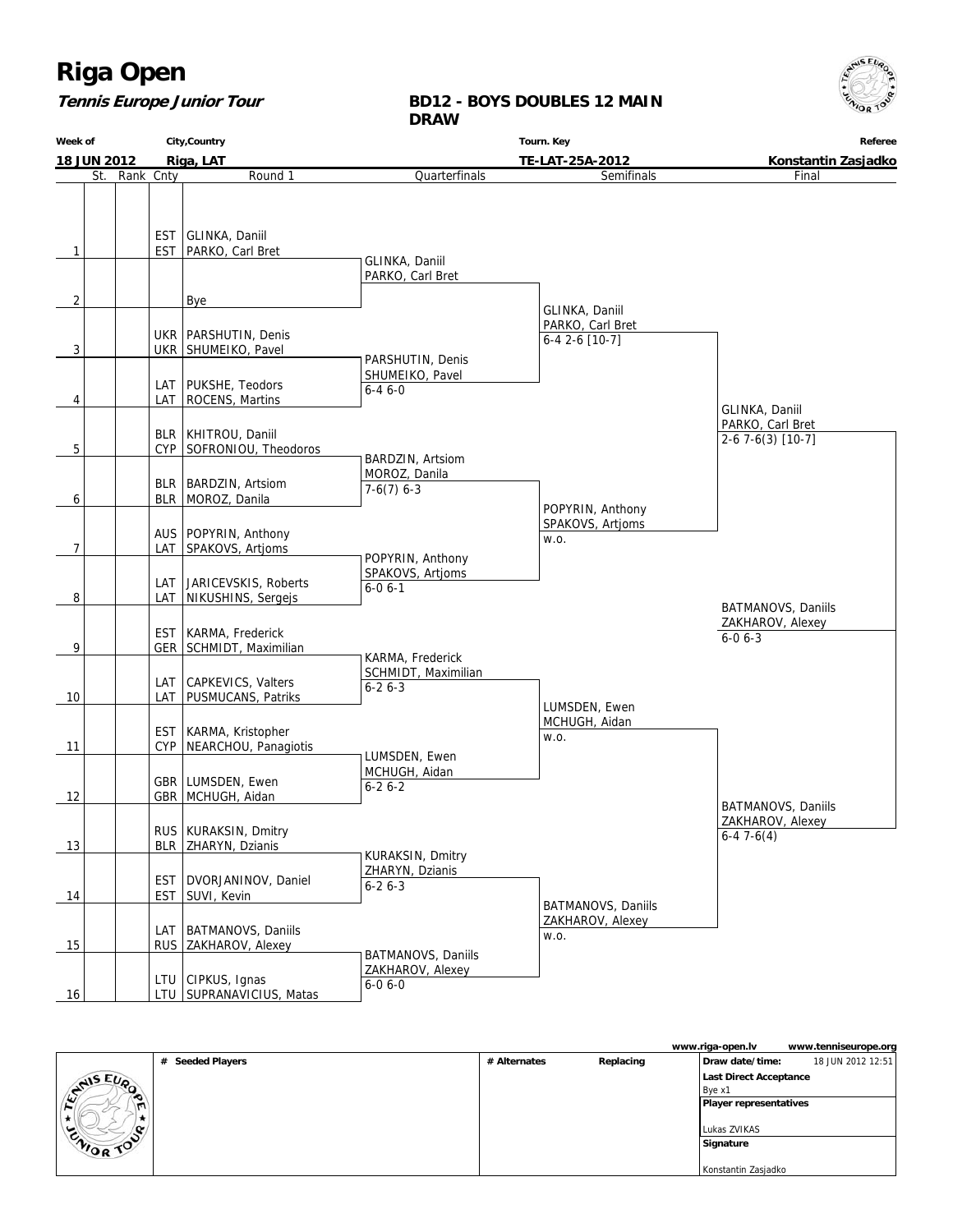# Riga Open

***Tennis Europe Junior Tour***

**BD12 - BOYS DOUBLES 12 MAIN DRAW**

| Week of | City,Country | Tourn. Key | Referee |
|---|---|---|---|
| **18 JUN 2012** | **Riga, LAT** | **TE-LAT-25A-2012** | **Konstantin Zasjadko** |

| # | St. | Rank | Cnty | Round 1 | Quarterfinals | Semifinals | Final |
|---|---|---|---|---|---|---|---|
| 1 | | | EST / EST | GLINKA, Daniil / PARKO, Carl Bret | GLINKA, Daniil / PARKO, Carl Bret | | |
| 2 | | | | Bye | | GLINKA, Daniil / PARKO, Carl Bret 6-4 2-6 [10-7] | |
| 3 | | | UKR / UKR | PARSHUTIN, Denis / SHUMEIKO, Pavel | PARSHUTIN, Denis / SHUMEIKO, Pavel 6-4 6-0 | | |
| 4 | | | LAT / LAT | PUKSHE, Teodors / ROCENS, Martins | | | GLINKA, Daniil / PARKO, Carl Bret 2-6 7-6(3) [10-7] |
| 5 | | | BLR / CYP | KHITROU, Daniil / SOFRONIOU, Theodoros | BARDZIN, Artsiom / MOROZ, Danila 7-6(7) 6-3 | | |
| 6 | | | BLR / BLR | BARDZIN, Artsiom / MOROZ, Danila | | POPYRIN, Anthony / SPAKOVS, Artjoms w.o. | |
| 7 | | | AUS / LAT | POPYRIN, Anthony / SPAKOVS, Artjoms | POPYRIN, Anthony / SPAKOVS, Artjoms 6-0 6-1 | | |
| 8 | | | LAT / LAT | JARICEVSKIS, Roberts / NIKUSHINS, Sergejs | | | BATMANOVS, Daniils / ZAKHAROV, Alexey 6-0 6-3 |
| 9 | | | EST / GER | KARMA, Frederick / SCHMIDT, Maximilian | KARMA, Frederick / SCHMIDT, Maximilian 6-2 6-3 | | |
| 10 | | | LAT / LAT | CAPKEVICS, Valters / PUSMUCANS, Patriks | | LUMSDEN, Ewen / MCHUGH, Aidan w.o. | |
| 11 | | | EST / CYP | KARMA, Kristopher / NEARCHOU, Panagiotis | LUMSDEN, Ewen / MCHUGH, Aidan 6-2 6-2 | | |
| 12 | | | GBR / GBR | LUMSDEN, Ewen / MCHUGH, Aidan | | | BATMANOVS, Daniils / ZAKHAROV, Alexey 6-4 7-6(4) |
| 13 | | | RUS / BLR | KURAKSIN, Dmitry / ZHARYN, Dzianis | KURAKSIN, Dmitry / ZHARYN, Dzianis 6-2 6-3 | | |
| 14 | | | EST / EST | DVORJANINOV, Daniel / SUVI, Kevin | | BATMANOVS, Daniils / ZAKHAROV, Alexey w.o. | |
| 15 | | | LAT / RUS | BATMANOVS, Daniils / ZAKHAROV, Alexey | BATMANOVS, Daniils / ZAKHAROV, Alexey 6-0 6-0 | | |
| 16 | | | LTU / LTU | CIPKUS, Ignas / SUPRANAVICIUS, Matas | | | |

www.riga-open.lv www.tenniseurope.org

| # Seeded Players | # Alternates | Replacing | |
|---|---|---|---|
| | | | **Draw date/time:** 18 JUN 2012 12:51 |
| | | | **Last Direct Acceptance** Bye x1 |
| | | | **Player representatives** Lukas ZVIKAS |
| | | | **Signature** Konstantin Zasjadko |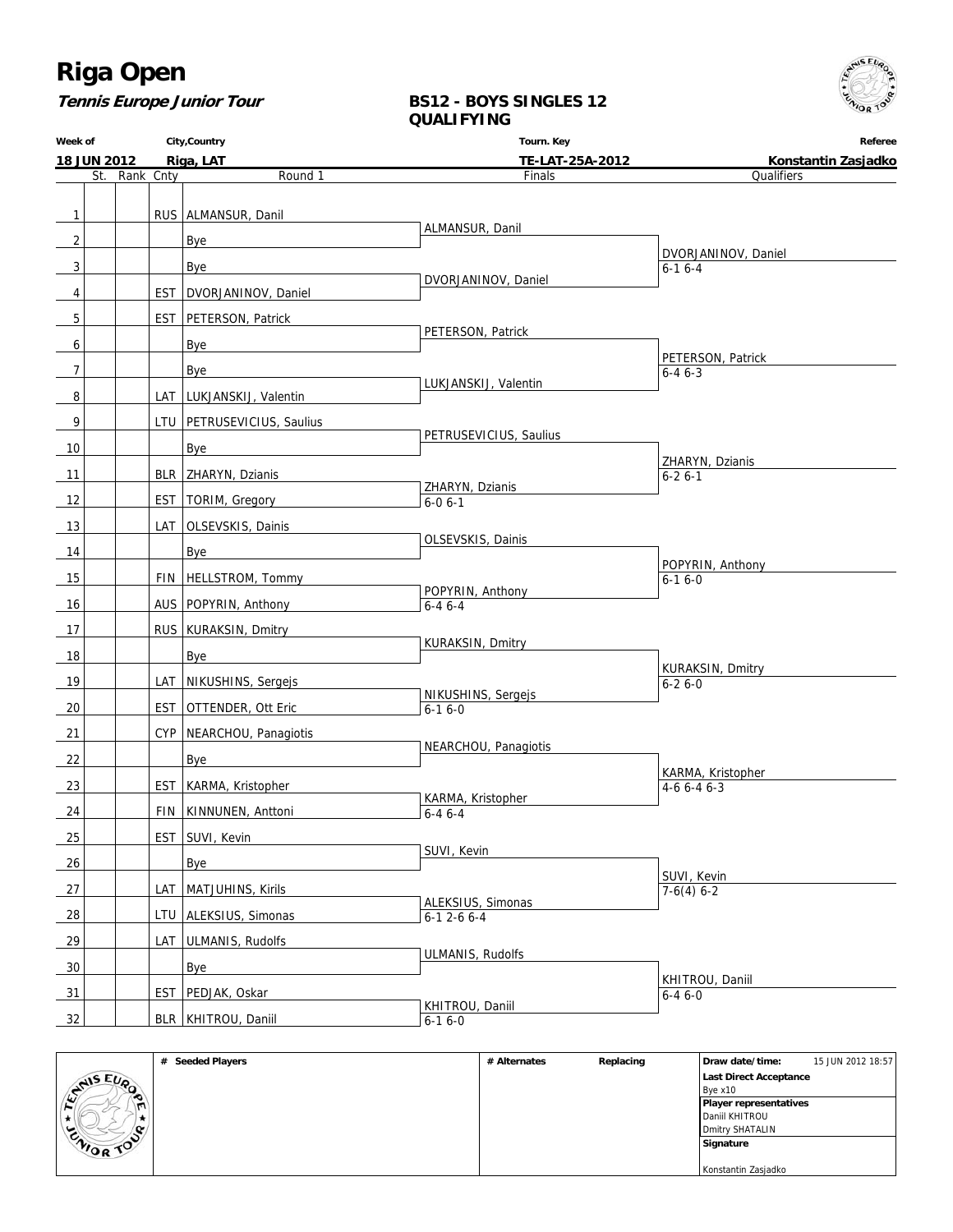# Riga Open

***Tennis Europe Junior Tour***

**BS12 - BOYS SINGLES 12 QUALIFYING**

| Week of | City,Country | Tourn. Key | Referee |
|---|---|---|---|
| **18 JUN 2012** | **Riga, LAT** | **TE-LAT-25A-2012** | **Konstantin Zasjadko** |

| # | St. | Rank | Cnty | Round 1 | Finals | Qualifiers |
|---|---|---|---|---|---|---|
| 1 | | | RUS | ALMANSUR, Danil | ALMANSUR, Danil | DVORJANINOV, Daniel 6-1 6-4 |
| 2 | | | | Bye | | |
| 3 | | | | Bye | DVORJANINOV, Daniel | |
| 4 | | | EST | DVORJANINOV, Daniel | | |
| 5 | | | EST | PETERSON, Patrick | PETERSON, Patrick | PETERSON, Patrick 6-4 6-3 |
| 6 | | | | Bye | | |
| 7 | | | | Bye | LUKJANSKIJ, Valentin | |
| 8 | | | LAT | LUKJANSKIJ, Valentin | | |
| 9 | | | LTU | PETRUSEVICIUS, Saulius | PETRUSEVICIUS, Saulius | ZHARYN, Dzianis 6-2 6-1 |
| 10 | | | | Bye | | |
| 11 | | | BLR | ZHARYN, Dzianis | ZHARYN, Dzianis 6-0 6-1 | |
| 12 | | | EST | TORIM, Gregory | | |
| 13 | | | LAT | OLSEVSKIS, Dainis | OLSEVSKIS, Dainis | POPYRIN, Anthony 6-1 6-0 |
| 14 | | | | Bye | | |
| 15 | | | FIN | HELLSTROM, Tommy | POPYRIN, Anthony 6-4 6-4 | |
| 16 | | | AUS | POPYRIN, Anthony | | |
| 17 | | | RUS | KURAKSIN, Dmitry | KURAKSIN, Dmitry | KURAKSIN, Dmitry 6-2 6-0 |
| 18 | | | | Bye | | |
| 19 | | | LAT | NIKUSHINS, Sergejs | NIKUSHINS, Sergejs 6-1 6-0 | |
| 20 | | | EST | OTTENDER, Ott Eric | | |
| 21 | | | CYP | NEARCHOU, Panagiotis | NEARCHOU, Panagiotis | KARMA, Kristopher 4-6 6-4 6-3 |
| 22 | | | | Bye | | |
| 23 | | | EST | KARMA, Kristopher | KARMA, Kristopher 6-4 6-4 | |
| 24 | | | FIN | KINNUNEN, Anttoni | | |
| 25 | | | EST | SUVI, Kevin | SUVI, Kevin | SUVI, Kevin 7-6(4) 6-2 |
| 26 | | | | Bye | | |
| 27 | | | LAT | MATJUHINS, Kirils | ALEKSIUS, Simonas 6-1 2-6 6-4 | |
| 28 | | | LTU | ALEKSIUS, Simonas | | |
| 29 | | | LAT | ULMANIS, Rudolfs | ULMANIS, Rudolfs | KHITROU, Daniil 6-4 6-0 |
| 30 | | | | Bye | | |
| 31 | | | EST | PEDJAK, Oskar | KHITROU, Daniil 6-1 6-0 | |
| 32 | | | BLR | KHITROU, Daniil | | |

| # Seeded Players | # Alternates | Replacing | Draw date/time: 15 JUN 2012 18:57 |
|---|---|---|---|
| | | | **Last Direct Acceptance** Bye x10 |
| | | | **Player representatives** Daniil KHITROU, Dmitry SHATALIN |
| | | | **Signature** Konstantin Zasjadko |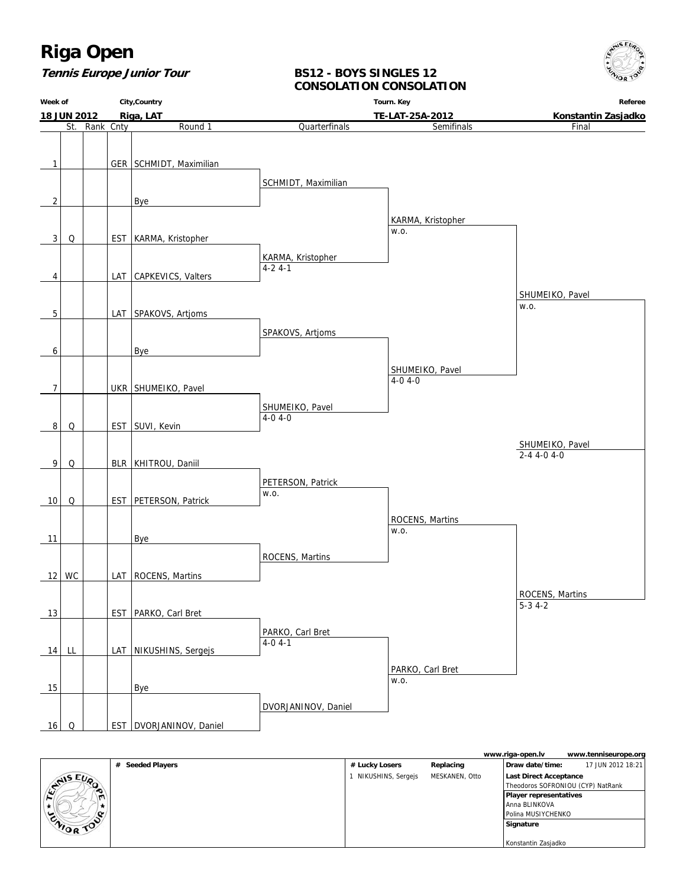# Riga Open

**Tennis Europe Junior Tour**

## BS12 - BOYS SINGLES 12
## CONSOLATION CONSOLATION

| Week of | City,Country | Tourn. Key | Referee |
|---|---|---|---|
| 18 JUN 2012 | Riga, LAT | TE-LAT-25A-2012 | Konstantin Zasjadko |

| # | St. | Rank | Cnty | Round 1 | Quarterfinals | Semifinals | Final |
|---|---|---|---|---|---|---|---|
| 1 | | | GER | SCHMIDT, Maximilian | | | |
| | | | | | SCHMIDT, Maximilian | | |
| 2 | | | | Bye | | | |
| | | | | | | KARMA, Kristopher w.o. | |
| 3 | Q | | EST | KARMA, Kristopher | | | |
| | | | | | KARMA, Kristopher 4-2 4-1 | | |
| 4 | | | LAT | CAPKEVICS, Valters | | | |
| | | | | | | | SHUMEIKO, Pavel w.o. |
| 5 | | | LAT | SPAKOVS, Artjoms | | | |
| | | | | | SPAKOVS, Artjoms | | |
| 6 | | | | Bye | | | |
| | | | | | | SHUMEIKO, Pavel 4-0 4-0 | |
| 7 | | | UKR | SHUMEIKO, Pavel | | | |
| | | | | | SHUMEIKO, Pavel 4-0 4-0 | | |
| 8 | Q | | EST | SUVI, Kevin | | | |
| | | | | | | | SHUMEIKO, Pavel 2-4 4-0 4-0 |
| 9 | Q | | BLR | KHITROU, Daniil | | | |
| | | | | | PETERSON, Patrick w.o. | | |
| 10 | Q | | EST | PETERSON, Patrick | | | |
| | | | | | | ROCENS, Martins w.o. | |
| 11 | | | | Bye | | | |
| | | | | | ROCENS, Martins | | |
| 12 | WC | | LAT | ROCENS, Martins | | | |
| | | | | | | | ROCENS, Martins 5-3 4-2 |
| 13 | | | EST | PARKO, Carl Bret | | | |
| | | | | | PARKO, Carl Bret 4-0 4-1 | | |
| 14 | LL | | LAT | NIKUSHINS, Sergejs | | | |
| | | | | | | PARKO, Carl Bret w.o. | |
| 15 | | | | Bye | | | |
| | | | | | DVORJANINOV, Daniel | | |
| 16 | Q | | EST | DVORJANINOV, Daniel | | | |

www.riga-open.lv www.tenniseurope.org

| # Seeded Players | # Lucky Losers | Replacing |
|---|---|---|
| | 1 NIKUSHINS, Sergejs | MESKANEN, Otto |

**Draw date/time:** 17 JUN 2012 18:21

**Last Direct Acceptance**
Theodoros SOFRONIOU (CYP) NatRank

**Player representatives**
Anna BLINKOVA
Polina MUSIYCHENKO

**Signature**

Konstantin Zasjadko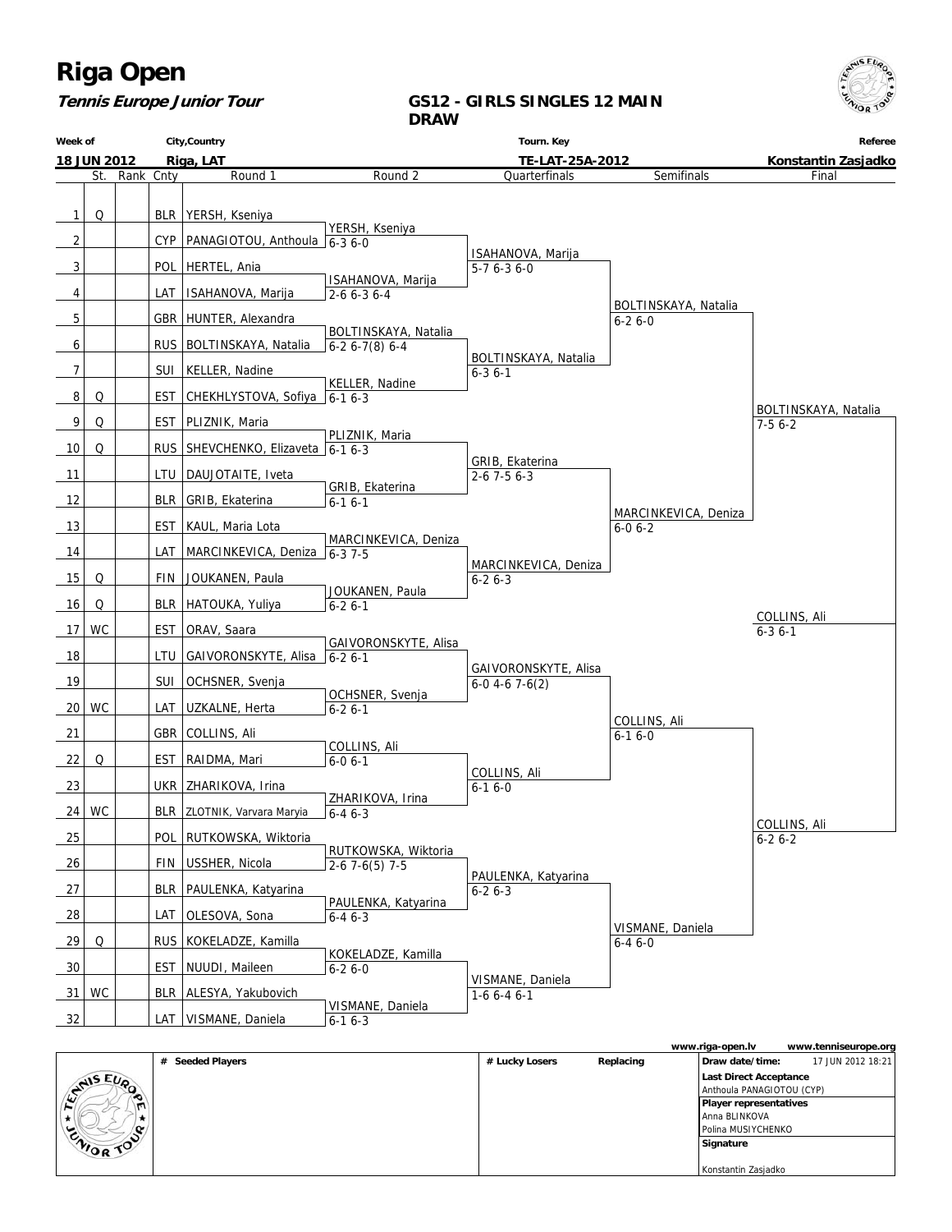# Riga Open

**Tennis Europe Junior Tour**

**GS12 - GIRLS SINGLES 12 MAIN DRAW**

| Week of | City,Country | Tourn. Key | Referee |
|---|---|---|---|
| 18 JUN 2012 | Riga, LAT | TE-LAT-25A-2012 | Konstantin Zasjadko |

| # | St. | Rank | Cnty | Round 1 | Round 2 | Quarterfinals | Semifinals | Final |
|---|---|---|---|---|---|---|---|---|
| 1 | Q | | BLR | YERSH, Kseniya | | | | |
| 2 | | | CYP | PANAGIOTOU, Anthoula | YERSH, Kseniya 6-3 6-0 | | | |
| 3 | | | POL | HERTEL, Ania | | ISAHANOVA, Marija 5-7 6-3 6-0 | | |
| 4 | | | LAT | ISAHANOVA, Marija | ISAHANOVA, Marija 2-6 6-3 6-4 | | | |
| 5 | | | GBR | HUNTER, Alexandra | | | BOLTINSKAYA, Natalia 6-2 6-0 | |
| 6 | | | RUS | BOLTINSKAYA, Natalia | BOLTINSKAYA, Natalia 6-2 6-7(8) 6-4 | | | |
| 7 | | | SUI | KELLER, Nadine | | BOLTINSKAYA, Natalia 6-3 6-1 | | |
| 8 | Q | | EST | CHEKHLYSTOVA, Sofiya | KELLER, Nadine 6-1 6-3 | | | |
| 9 | Q | | EST | PLIZNIK, Maria | | | | BOLTINSKAYA, Natalia 7-5 6-2 |
| 10 | Q | | RUS | SHEVCHENKO, Elizaveta | PLIZNIK, Maria 6-1 6-3 | | | |
| 11 | | | LTU | DAUJOTAITE, Iveta | | GRIB, Ekaterina 2-6 7-5 6-3 | | |
| 12 | | | BLR | GRIB, Ekaterina | GRIB, Ekaterina 6-1 6-1 | | | |
| 13 | | | EST | KAUL, Maria Lota | | | MARCINKEVICA, Deniza 6-0 6-2 | |
| 14 | | | LAT | MARCINKEVICA, Deniza | MARCINKEVICA, Deniza 6-3 7-5 | | | |
| 15 | Q | | FIN | JOUKANEN, Paula | | MARCINKEVICA, Deniza 6-2 6-3 | | |
| 16 | Q | | BLR | HATOUKA, Yuliya | JOUKANEN, Paula 6-2 6-1 | | | |
| 17 | WC | | EST | ORAV, Saara | | | | COLLINS, Ali 6-3 6-1 |
| 18 | | | LTU | GAIVORONSKYTE, Alisa | GAIVORONSKYTE, Alisa 6-2 6-1 | | | |
| 19 | | | SUI | OCHSNER, Svenja | | GAIVORONSKYTE, Alisa 6-0 4-6 7-6(2) | | |
| 20 | WC | | LAT | UZKALNE, Herta | OCHSNER, Svenja 6-2 6-1 | | | |
| 21 | | | GBR | COLLINS, Ali | | | COLLINS, Ali 6-1 6-0 | |
| 22 | Q | | EST | RAIDMA, Mari | COLLINS, Ali 6-0 6-1 | | | |
| 23 | | | UKR | ZHARIKOVA, Irina | | COLLINS, Ali 6-1 6-0 | | |
| 24 | WC | | BLR | ZLOTNIK, Varvara Maryia | ZHARIKOVA, Irina 6-4 6-3 | | | |
| 25 | | | POL | RUTKOWSKA, Wiktoria | | | | COLLINS, Ali 6-2 6-2 |
| 26 | | | FIN | USSHER, Nicola | RUTKOWSKA, Wiktoria 2-6 7-6(5) 7-5 | | | |
| 27 | | | BLR | PAULENKA, Katyarina | | PAULENKA, Katyarina 6-2 6-3 | | |
| 28 | | | LAT | OLESOVA, Sona | PAULENKA, Katyarina 6-4 6-3 | | | |
| 29 | Q | | RUS | KOKELADZE, Kamilla | | | VISMANE, Daniela 6-4 6-0 | |
| 30 | | | EST | NUUDI, Maileen | KOKELADZE, Kamilla 6-2 6-0 | | | |
| 31 | WC | | BLR | ALESYA, Yakubovich | | VISMANE, Daniela 1-6 6-4 6-1 | | |
| 32 | | | LAT | VISMANE, Daniela | VISMANE, Daniela 6-1 6-3 | | | |

www.riga-open.lv www.tenniseurope.org

| # Seeded Players | # Lucky Losers | Replacing | |
|---|---|---|---|
| | | | **Draw date/time:** 17 JUN 2012 18:21 |
| | | | **Last Direct Acceptance** Anthoula PANAGIOTOU (CYP) |
| | | | **Player representatives** Anna BLINKOVA, Polina MUSIYCHENKO |
| | | | **Signature** Konstantin Zasjadko |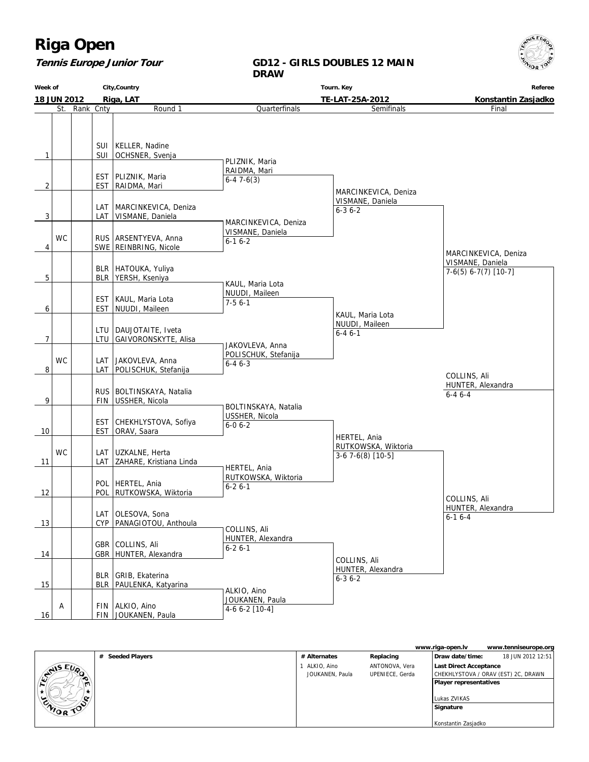# Riga Open

***Tennis Europe Junior Tour***

**GD12 - GIRLS DOUBLES 12 MAIN DRAW**

| Week of | City,Country | Tourn. Key | Referee |
|---|---|---|---|
| **18 JUN 2012** | **Riga, LAT** | **TE-LAT-25A-2012** | **Konstantin Zasjadko** |

| # | St. | Rank | Cnty | Round 1 | Quarterfinals | Semifinals | Final |
|---|---|---|---|---|---|---|---|
| 1 | | | SUI / SUI | KELLER, Nadine / OCHSNER, Svenja | | | |
| 2 | | | EST / EST | PLIZNIK, Maria / RAIDMA, Mari | PLIZNIK, Maria / RAIDMA, Mari 6-4 7-6(3) | | |
| 3 | | | LAT / LAT | MARCINKEVICA, Deniza / VISMANE, Daniela | | MARCINKEVICA, Deniza / VISMANE, Daniela 6-3 6-2 | |
| 4 | WC | | RUS / SWE | ARSENTYEVA, Anna / REINBRING, Nicole | MARCINKEVICA, Deniza / VISMANE, Daniela 6-1 6-2 | | MARCINKEVICA, Deniza / VISMANE, Daniela 7-6(5) 6-7(7) [10-7] |
| 5 | | | BLR / BLR | HATOUKA, Yuliya / YERSH, Kseniya | | | |
| 6 | | | EST / EST | KAUL, Maria Lota / NUUDI, Maileen | KAUL, Maria Lota / NUUDI, Maileen 7-5 6-1 | | |
| 7 | | | LTU / LTU | DAUJOTAITE, Iveta / GAIVORONSKYTE, Alisa | | KAUL, Maria Lota / NUUDI, Maileen 6-4 6-1 | |
| 8 | WC | | LAT / LAT | JAKOVLEVA, Anna / POLISCHUK, Stefanija | JAKOVLEVA, Anna / POLISCHUK, Stefanija 6-4 6-3 | | COLLINS, Ali / HUNTER, Alexandra 6-4 6-4 |
| 9 | | | RUS / FIN | BOLTINSKAYA, Natalia / USSHER, Nicola | | | |
| 10 | | | EST / EST | CHEKHLYSTOVA, Sofiya / ORAV, Saara | BOLTINSKAYA, Natalia / USSHER, Nicola 6-0 6-2 | | |
| 11 | WC | | LAT / LAT | UZKALNE, Herta / ZAHARE, Kristiana Linda | | HERTEL, Ania / RUTKOWSKA, Wiktoria 3-6 7-6(8) [10-5] | |
| 12 | | | POL / POL | HERTEL, Ania / RUTKOWSKA, Wiktoria | HERTEL, Ania / RUTKOWSKA, Wiktoria 6-2 6-1 | | COLLINS, Ali / HUNTER, Alexandra 6-1 6-4 |
| 13 | | | LAT / CYP | OLESOVA, Sona / PANAGIOTOU, Anthoula | | | |
| 14 | | | GBR / GBR | COLLINS, Ali / HUNTER, Alexandra | COLLINS, Ali / HUNTER, Alexandra 6-2 6-1 | | |
| 15 | | | BLR / BLR | GRIB, Ekaterina / PAULENKA, Katyarina | | COLLINS, Ali / HUNTER, Alexandra 6-3 6-2 | |
| 16 | A | | FIN / FIN | ALKIO, Aino / JOUKANEN, Paula | ALKIO, Aino / JOUKANEN, Paula 4-6 6-2 [10-4] | | |

www.riga-open.lv www.tenniseurope.org

| # Seeded Players | # Alternates | Replacing | |
|---|---|---|---|
| | 1 ALKIO, Aino / JOUKANEN, Paula | ANTONOVA, Vera / UPENIECE, Gerda | **Draw date/time:** 18 JUN 2012 12:51 |
| | | | **Last Direct Acceptance** CHEKHLYSTOVA / ORAV (EST) 2C, DRAWN |
| | | | **Player representatives** Lukas ZVIKAS |
| | | | **Signature** Konstantin Zasjadko |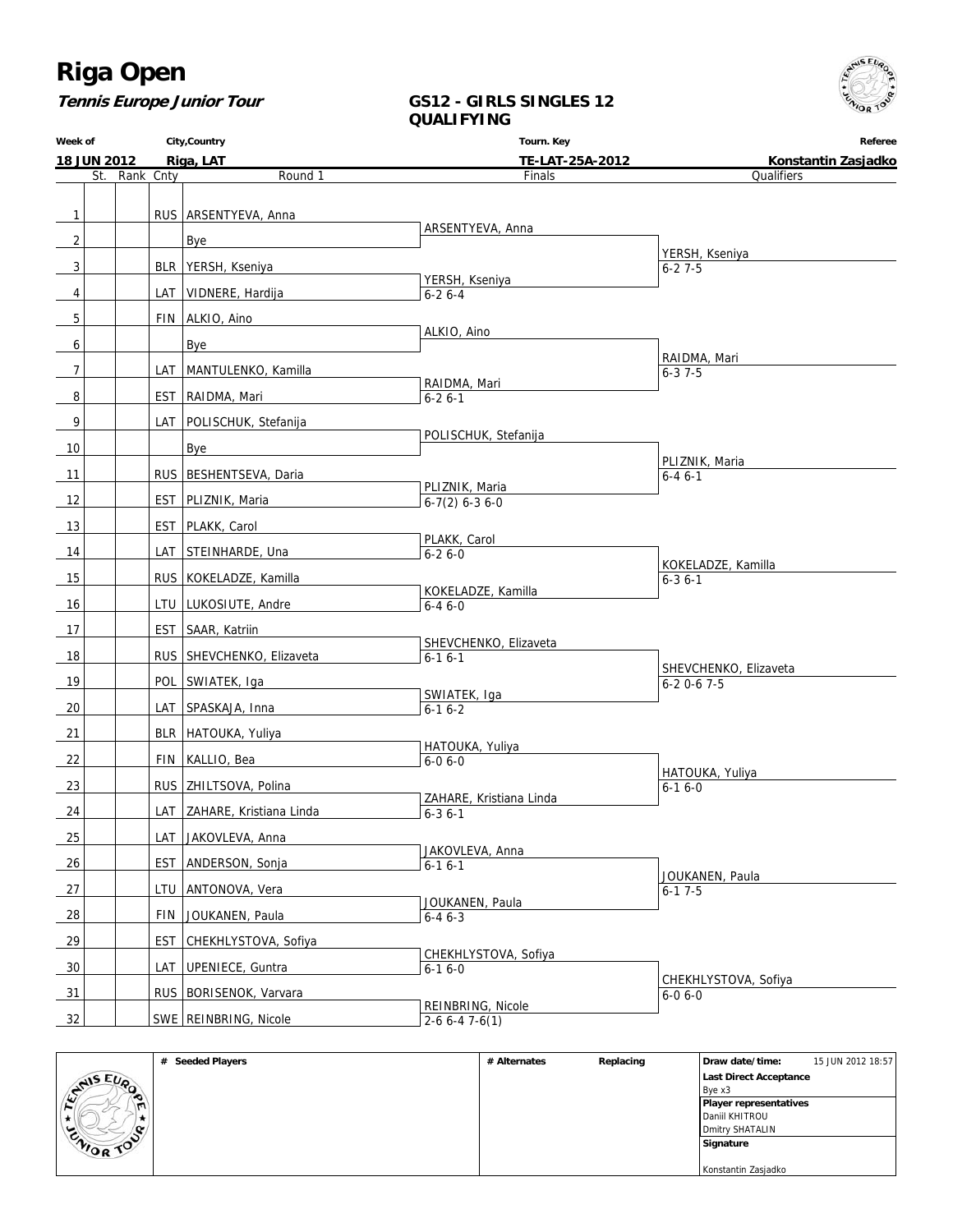# Riga Open

**Tennis Europe Junior Tour**

## GS12 - GIRLS SINGLES 12 QUALIFYING

| Week of | City,Country | Tourn. Key | Referee |
|---|---|---|---|
| 18 JUN 2012 | Riga, LAT | TE-LAT-25A-2012 | Konstantin Zasjadko |

| # | St. | Rank | Cnty | Round 1 | Finals | Qualifiers |
|---|---|---|---|---|---|---|
| 1 | | | RUS | ARSENTYEVA, Anna | ARSENTYEVA, Anna | |
| 2 | | | | Bye | | YERSH, Kseniya 6-2 7-5 |
| 3 | | | BLR | YERSH, Kseniya | YERSH, Kseniya 6-2 6-4 | |
| 4 | | | LAT | VIDNERE, Hardija | | |
| 5 | | | FIN | ALKIO, Aino | ALKIO, Aino | |
| 6 | | | | Bye | | RAIDMA, Mari 6-3 7-5 |
| 7 | | | LAT | MANTULENKO, Kamilla | RAIDMA, Mari 6-2 6-1 | |
| 8 | | | EST | RAIDMA, Mari | | |
| 9 | | | LAT | POLISCHUK, Stefanija | POLISCHUK, Stefanija | |
| 10 | | | | Bye | | PLIZNIK, Maria 6-4 6-1 |
| 11 | | | RUS | BESHENTSEVA, Daria | PLIZNIK, Maria 6-7(2) 6-3 6-0 | |
| 12 | | | EST | PLIZNIK, Maria | | |
| 13 | | | EST | PLAKK, Carol | PLAKK, Carol 6-2 6-0 | |
| 14 | | | LAT | STEINHARDE, Una | | KOKELADZE, Kamilla 6-3 6-1 |
| 15 | | | RUS | KOKELADZE, Kamilla | KOKELADZE, Kamilla 6-4 6-0 | |
| 16 | | | LTU | LUKOSIUTE, Andre | | |
| 17 | | | EST | SAAR, Katriin | SHEVCHENKO, Elizaveta 6-1 6-1 | |
| 18 | | | RUS | SHEVCHENKO, Elizaveta | | SHEVCHENKO, Elizaveta 6-2 0-6 7-5 |
| 19 | | | POL | SWIATEK, Iga | SWIATEK, Iga 6-1 6-2 | |
| 20 | | | LAT | SPASKAJA, Inna | | |
| 21 | | | BLR | HATOUKA, Yuliya | HATOUKA, Yuliya 6-0 6-0 | |
| 22 | | | FIN | KALLIO, Bea | | HATOUKA, Yuliya 6-1 6-0 |
| 23 | | | RUS | ZHILTSOVA, Polina | ZAHARE, Kristiana Linda 6-3 6-1 | |
| 24 | | | LAT | ZAHARE, Kristiana Linda | | |
| 25 | | | LAT | JAKOVLEVA, Anna | JAKOVLEVA, Anna 6-1 6-1 | |
| 26 | | | EST | ANDERSON, Sonja | | JOUKANEN, Paula 6-1 7-5 |
| 27 | | | LTU | ANTONOVA, Vera | JOUKANEN, Paula 6-4 6-3 | |
| 28 | | | FIN | JOUKANEN, Paula | | |
| 29 | | | EST | CHEKHLYSTOVA, Sofiya | CHEKHLYSTOVA, Sofiya 6-1 6-0 | |
| 30 | | | LAT | UPENIECE, Guntra | | CHEKHLYSTOVA, Sofiya 6-0 6-0 |
| 31 | | | RUS | BORISENOK, Varvara | REINBRING, Nicole 2-6 6-4 7-6(1) | |
| 32 | | | SWE | REINBRING, Nicole | | |

| # Seeded Players | # Alternates | Replacing | Draw date/time: 15 JUN 2012 18:57 |
|---|---|---|---|
| | | | Last Direct Acceptance: Bye x3 |
| | | | Player representatives: Daniil KHITROU, Dmitry SHATALIN |
| | | | Signature: Konstantin Zasjadko |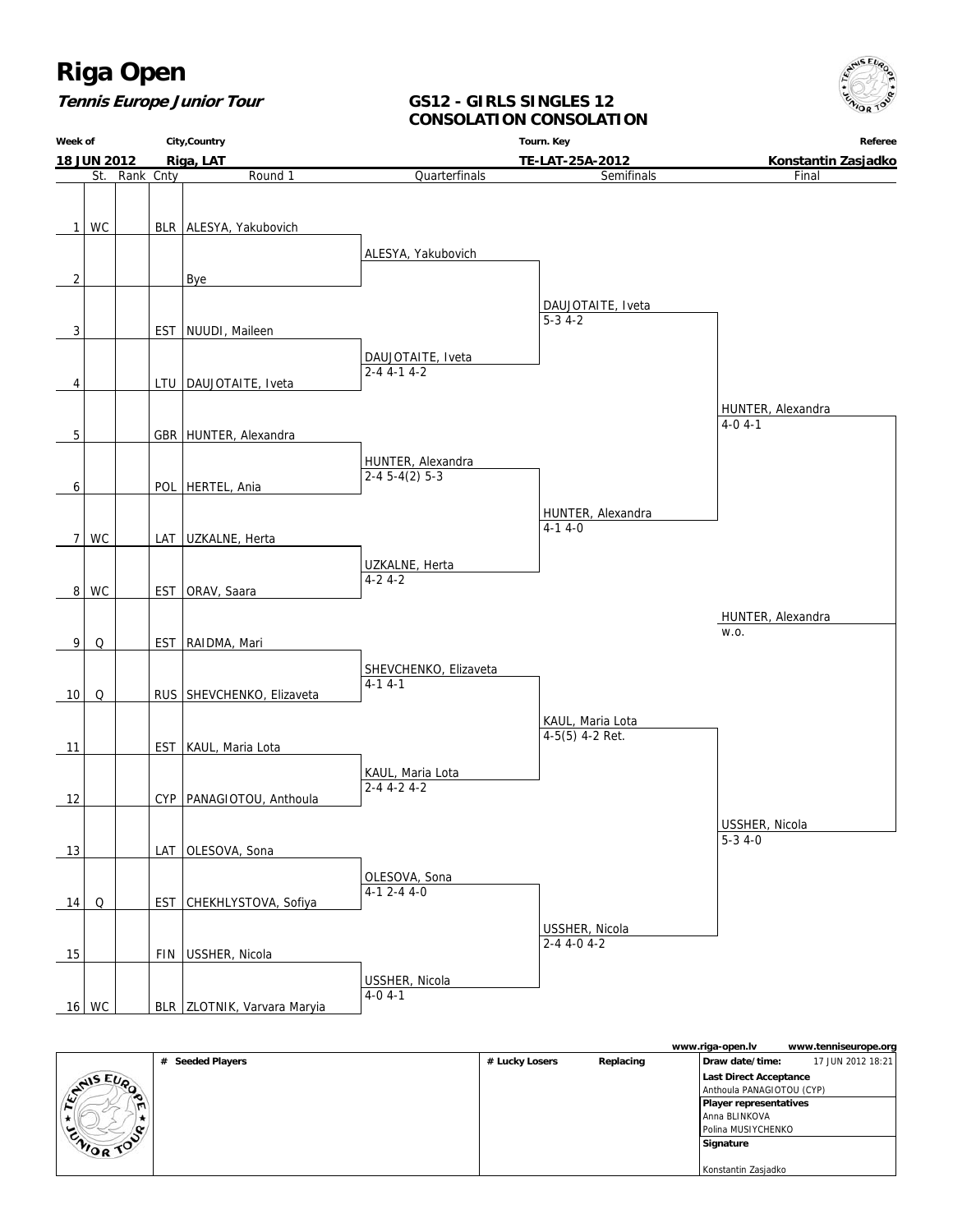# Riga Open

***Tennis Europe Junior Tour***

## GS12 - GIRLS SINGLES 12
## CONSOLATION CONSOLATION

| Week of | City,Country | Tourn. Key | Referee |
|---|---|---|---|
| 18 JUN 2012 | Riga, LAT | TE-LAT-25A-2012 | Konstantin Zasjadko |

| # | St. | Rank | Cnty | Round 1 | Quarterfinals | Semifinals | Final |
|---|---|---|---|---|---|---|---|
| 1 | WC | | BLR | ALESYA, Yakubovich | ALESYA, Yakubovich | DAUJOTAITE, Iveta 5-3 4-2 | HUNTER, Alexandra 4-0 4-1 |
| 2 | | | | Bye | | | |
| 3 | | | EST | NUUDI, Maileen | DAUJOTAITE, Iveta 2-4 4-1 4-2 | | |
| 4 | | | LTU | DAUJOTAITE, Iveta | | | |
| 5 | | | GBR | HUNTER, Alexandra | HUNTER, Alexandra 2-4 5-4(2) 5-3 | HUNTER, Alexandra 4-1 4-0 | |
| 6 | | | POL | HERTEL, Ania | | | |
| 7 | WC | | LAT | UZKALNE, Herta | UZKALNE, Herta 4-2 4-2 | | |
| 8 | WC | | EST | ORAV, Saara | | | |
| 9 | Q | | EST | RAIDMA, Mari | SHEVCHENKO, Elizaveta 4-1 4-1 | KAUL, Maria Lota 4-5(5) 4-2 Ret. | USSHER, Nicola 5-3 4-0 |
| 10 | Q | | RUS | SHEVCHENKO, Elizaveta | | | |
| 11 | | | EST | KAUL, Maria Lota | KAUL, Maria Lota 2-4 4-2 4-2 | | |
| 12 | | | CYP | PANAGIOTOU, Anthoula | | | |
| 13 | | | LAT | OLESOVA, Sona | OLESOVA, Sona 4-1 2-4 4-0 | USSHER, Nicola 2-4 4-0 4-2 | |
| 14 | Q | | EST | CHEKHLYSTOVA, Sofiya | | | |
| 15 | | | FIN | USSHER, Nicola | USSHER, Nicola 4-0 4-1 | | |
| 16 | WC | | BLR | ZLOTNIK, Varvara Maryia | | | |

**Winner:** HUNTER, Alexandra w.o.

www.riga-open.lv www.tenniseurope.org

| # Seeded Players | # Lucky Losers | Replacing | |
|---|---|---|---|
| | | | **Draw date/time:** 17 JUN 2012 18:21 |
| | | | **Last Direct Acceptance** Anthoula PANAGIOTOU (CYP) |
| | | | **Player representatives** Anna BLINKOVA, Polina MUSIYCHENKO |
| | | | **Signature** Konstantin Zasjadko |